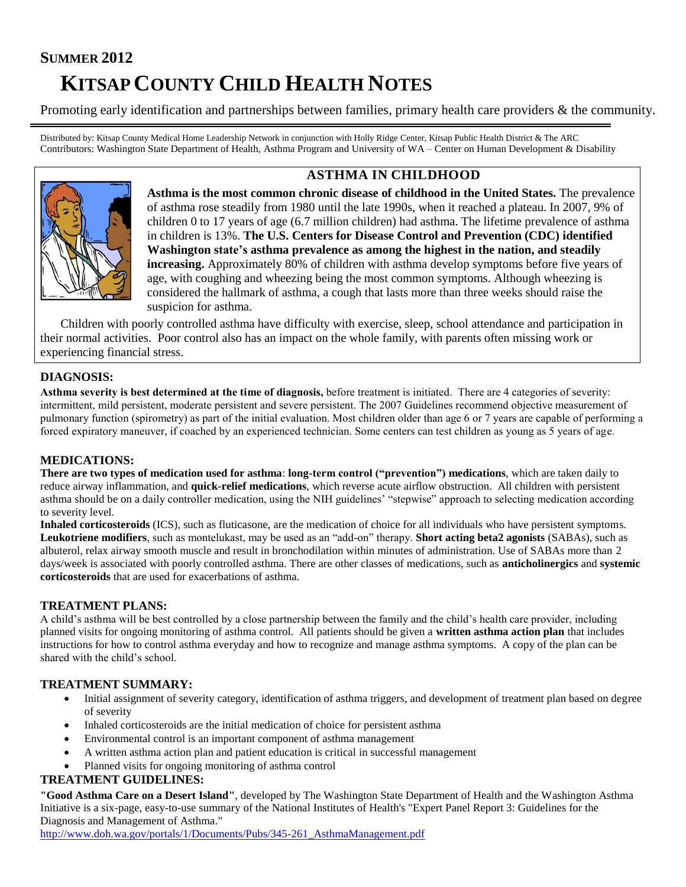**SUMMER 2012**

# KITSAP COUNTY CHILD HEALTH NOTES

Promoting early identification and partnerships between families, primary health care providers & the community.

Distributed by: Kitsap County Medical Home Leadership Network in conjunction with Holly Ridge Center, Kitsap Public Health District & The ARC
Contributors: Washington State Department of Health, Asthma Program and University of WA – Center on Human Development & Disability

## ASTHMA IN CHILDHOOD

**Asthma is the most common chronic disease of childhood in the United States.** The prevalence of asthma rose steadily from 1980 until the late 1990s, when it reached a plateau. In 2007, 9% of children 0 to 17 years of age (6.7 million children) had asthma. The lifetime prevalence of asthma in children is 13%. **The U.S. Centers for Disease Control and Prevention (CDC) identified Washington state's asthma prevalence as among the highest in the nation, and steadily increasing.** Approximately 80% of children with asthma develop symptoms before five years of age, with coughing and wheezing being the most common symptoms. Although wheezing is considered the hallmark of asthma, a cough that lasts more than three weeks should raise the suspicion for asthma.

Children with poorly controlled asthma have difficulty with exercise, sleep, school attendance and participation in their normal activities. Poor control also has an impact on the whole family, with parents often missing work or experiencing financial stress.

### DIAGNOSIS:

**Asthma severity is best determined at the time of diagnosis,** before treatment is initiated. There are 4 categories of severity: intermittent, mild persistent, moderate persistent and severe persistent. The 2007 Guidelines recommend objective measurement of pulmonary function (spirometry) as part of the initial evaluation. Most children older than age 6 or 7 years are capable of performing a forced expiratory maneuver, if coached by an experienced technician. Some centers can test children as young as 5 years of age.

### MEDICATIONS:

**There are two types of medication used for asthma**: **long-term control ("prevention") medications**, which are taken daily to reduce airway inflammation, and **quick-relief medications**, which reverse acute airflow obstruction. All children with persistent asthma should be on a daily controller medication, using the NIH guidelines' "stepwise" approach to selecting medication according to severity level.

**Inhaled corticosteroids** (ICS), such as fluticasone, are the medication of choice for all individuals who have persistent symptoms. **Leukotriene modifiers**, such as montelukast, may be used as an "add-on" therapy. **Short acting beta2 agonists** (SABAs), such as albuterol, relax airway smooth muscle and result in bronchodilation within minutes of administration. Use of SABAs more than 2 days/week is associated with poorly controlled asthma. There are other classes of medications, such as **anticholinergics** and **systemic corticosteroids** that are used for exacerbations of asthma.

### TREATMENT PLANS:

A child's asthma will be best controlled by a close partnership between the family and the child's health care provider, including planned visits for ongoing monitoring of asthma control. All patients should be given a **written asthma action plan** that includes instructions for how to control asthma everyday and how to recognize and manage asthma symptoms. A copy of the plan can be shared with the child's school.

### TREATMENT SUMMARY:

- Initial assignment of severity category, identification of asthma triggers, and development of treatment plan based on degree of severity
- Inhaled corticosteroids are the initial medication of choice for persistent asthma
- Environmental control is an important component of asthma management
- A written asthma action plan and patient education is critical in successful management
- Planned visits for ongoing monitoring of asthma control

### TREATMENT GUIDELINES:

**"Good Asthma Care on a Desert Island"**, developed by The Washington State Department of Health and the Washington Asthma Initiative is a six-page, easy-to-use summary of the National Institutes of Health's "Expert Panel Report 3: Guidelines for the Diagnosis and Management of Asthma."

http://www.doh.wa.gov/portals/1/Documents/Pubs/345-261_AsthmaManagement.pdf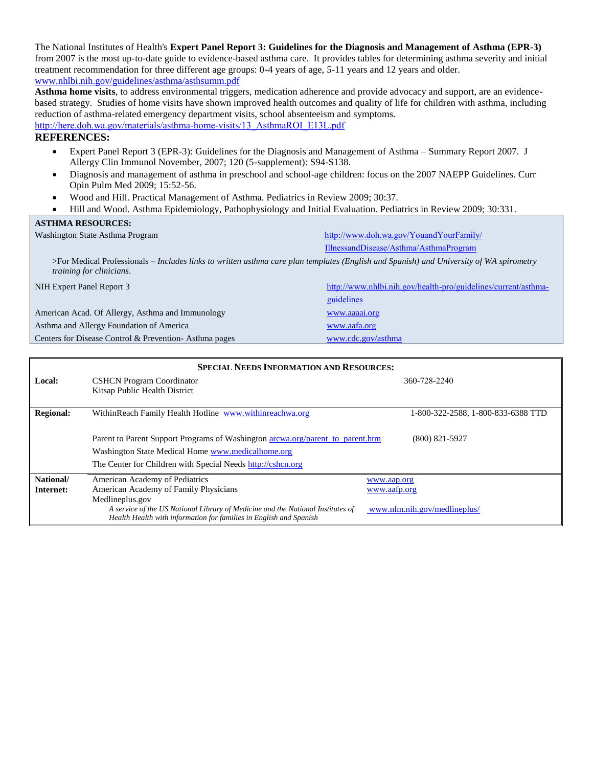The National Institutes of Health's **Expert Panel Report 3: Guidelines for the Diagnosis and Management of Asthma (EPR-3)** from 2007 is the most up-to-date guide to evidence-based asthma care. It provides tables for determining asthma severity and initial treatment recommendation for three different age groups: 0-4 years of age, 5-11 years and 12 years and older.
www.nhlbi.nih.gov/guidelines/asthma/asthsumm.pdf

**Asthma home visits**, to address environmental triggers, medication adherence and provide advocacy and support, are an evidence-based strategy. Studies of home visits have shown improved health outcomes and quality of life for children with asthma, including reduction of asthma-related emergency department visits, school absenteeism and symptoms.
http://here.doh.wa.gov/materials/asthma-home-visits/13_AsthmaROI_E13L.pdf

## REFERENCES:

- Expert Panel Report 3 (EPR-3): Guidelines for the Diagnosis and Management of Asthma – Summary Report 2007. J Allergy Clin Immunol November, 2007; 120 (5-supplement): S94-S138.
- Diagnosis and management of asthma in preschool and school-age children: focus on the 2007 NAEPP Guidelines. Curr Opin Pulm Med 2009; 15:52-56.
- Wood and Hill. Practical Management of Asthma. Pediatrics in Review 2009; 30:37.
- Hill and Wood. Asthma Epidemiology, Pathophysiology and Initial Evaluation. Pediatrics in Review 2009; 30:331.

| **ASTHMA RESOURCES:** | |
|---|---|
| Washington State Asthma Program | http://www.doh.wa.gov/YouandYourFamily/IllnessandDisease/Asthma/AsthmaProgram |
| >For Medical Professionals – *Includes links to written asthma care plan templates (English and Spanish) and University of WA spirometry training for clinicians*. | |
| NIH Expert Panel Report 3 | http://www.nhlbi.nih.gov/health-pro/guidelines/current/asthma-guidelines |
| American Acad. Of Allergy, Asthma and Immunology | www.aaaai.org |
| Asthma and Allergy Foundation of America | www.aafa.org |
| Centers for Disease Control & Prevention- Asthma pages | www.cdc.gov/asthma |

| **SPECIAL NEEDS INFORMATION AND RESOURCES:** | | |
|---|---|---|
| **Local:** | CSHCN Program Coordinator<br>Kitsap Public Health District | 360-728-2240 |
| **Regional:** | WithinReach Family Health Hotline www.withinreachwa.org | 1-800-322-2588, 1-800-833-6388 TTD |
| | Parent to Parent Support Programs of Washington arcwa.org/parent_to_parent.htm | (800) 821-5927 |
| | Washington State Medical Home www.medicalhome.org | |
| | The Center for Children with Special Needs http://cshcn.org | |
| **National/ Internet:** | American Academy of Pediatrics | www.aap.org |
| | American Academy of Family Physicians | www.aafp.org |
| | Medlineplus.gov<br>*A service of the US National Library of Medicine and the National Institutes of Health Health with information for families in English and Spanish* | www.nlm.nih.gov/medlineplus/ |